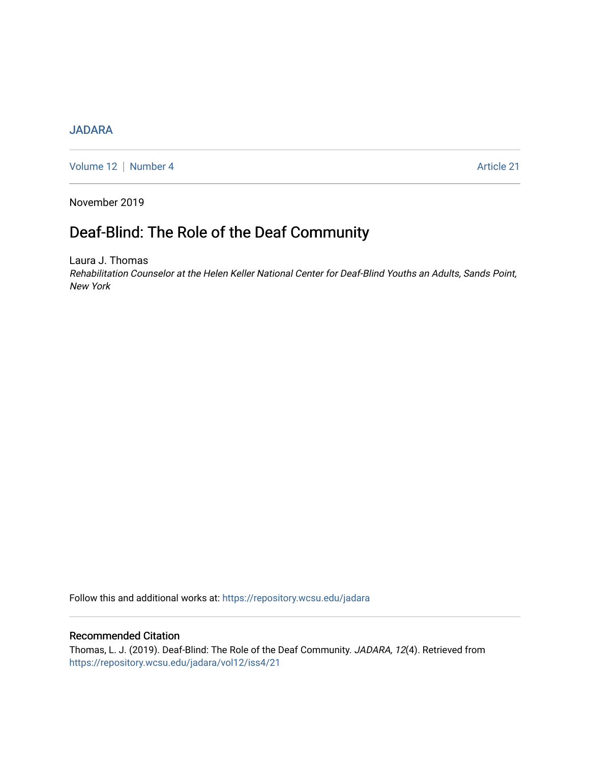JADARA

Volume 12 | Number 4 Article 21

November 2019

# Deaf-Blind: The Role of the Deaf Community

Laura J. Thomas

*Rehabilitation Counselor at the Helen Keller National Center for Deaf-Blind Youths an Adults, Sands Point, New York*

Follow this and additional works at: https://repository.wcsu.edu/jadara

## Recommended Citation

Thomas, L. J. (2019). Deaf-Blind: The Role of the Deaf Community. *JADARA, 12*(4). Retrieved from https://repository.wcsu.edu/jadara/vol12/iss4/21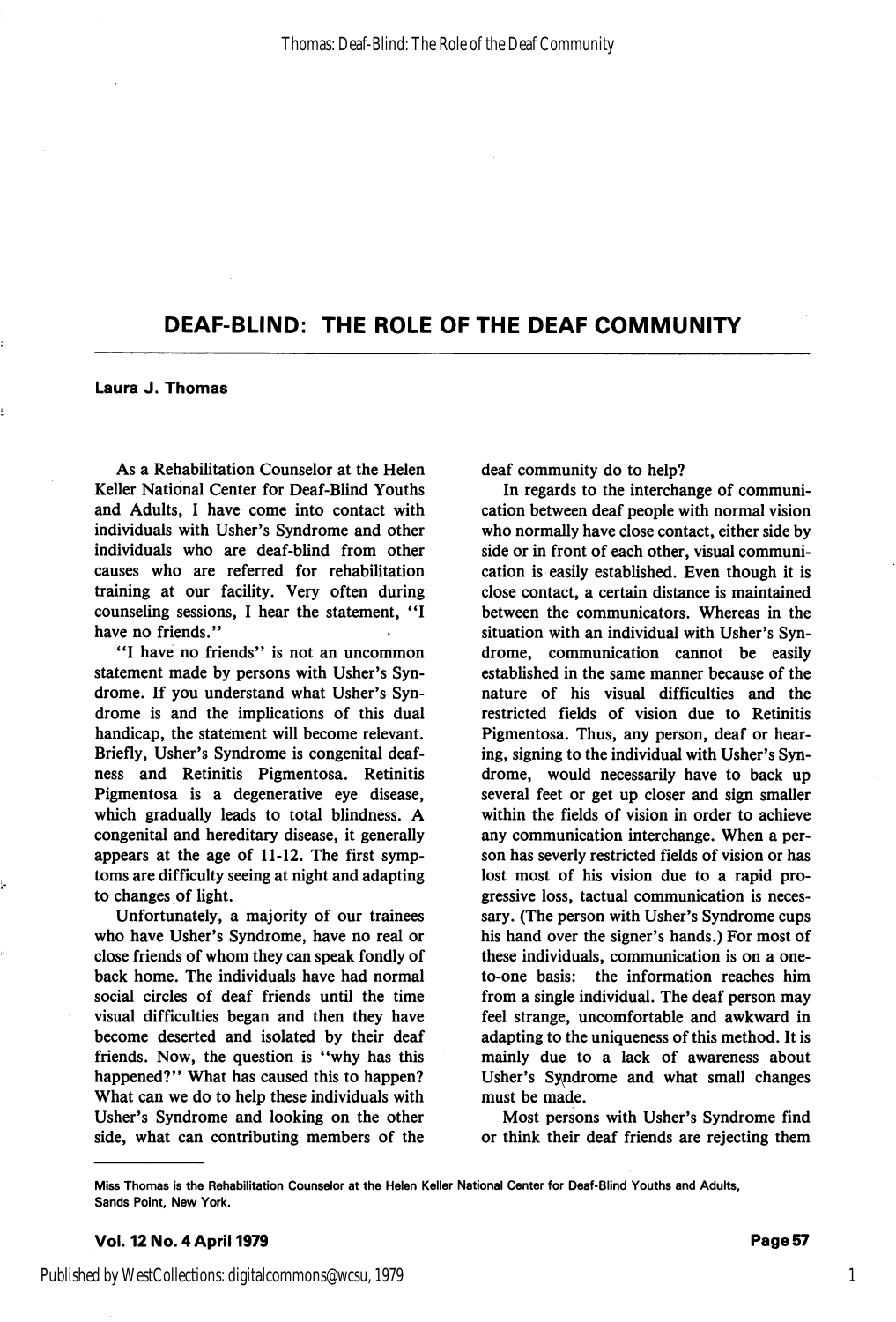# DEAF-BLIND: THE ROLE OF THE DEAF COMMUNITY

**Laura J. Thomas**

As a Rehabilitation Counselor at the Helen Keller National Center for Deaf-Blind Youths and Adults, I have come into contact with individuals with Usher's Syndrome and other individuals who are deaf-blind from other causes who are referred for rehabilitation training at our facility. Very often during counseling sessions, I hear the statement, "I have no friends."

"I have no friends" is not an uncommon statement made by persons with Usher's Syndrome. If you understand what Usher's Syndrome is and the implications of this dual handicap, the statement will become relevant. Briefly, Usher's Syndrome is congenital deafness and Retinitis Pigmentosa. Retinitis Pigmentosa is a degenerative eye disease, which gradually leads to total blindness. A congenital and hereditary disease, it generally appears at the age of 11-12. The first symptoms are difficulty seeing at night and adapting to changes of light.

Unfortunately, a majority of our trainees who have Usher's Syndrome, have no real or close friends of whom they can speak fondly of back home. The individuals have had normal social circles of deaf friends until the time visual difficulties began and then they have become deserted and isolated by their deaf friends. Now, the question is "why has this happened?" What has caused this to happen? What can we do to help these individuals with Usher's Syndrome and looking on the other side, what can contributing members of the deaf community do to help?

In regards to the interchange of communication between deaf people with normal vision who normally have close contact, either side by side or in front of each other, visual communication is easily established. Even though it is close contact, a certain distance is maintained between the communicators. Whereas in the situation with an individual with Usher's Syndrome, communication cannot be easily established in the same manner because of the nature of his visual difficulties and the restricted fields of vision due to Retinitis Pigmentosa. Thus, any person, deaf or hearing, signing to the individual with Usher's Syndrome, would necessarily have to back up several feet or get up closer and sign smaller within the fields of vision in order to achieve any communication interchange. When a person has severly restricted fields of vision or has lost most of his vision due to a rapid progressive loss, tactual communication is necessary. (The person with Usher's Syndrome cups his hand over the signer's hands.) For most of these individuals, communication is on a one-to-one basis: the information reaches him from a single individual. The deaf person may feel strange, uncomfortable and awkward in adapting to the uniqueness of this method. It is mainly due to a lack of awareness about Usher's Syndrome and what small changes must be made.

Most persons with Usher's Syndrome find or think their deaf friends are rejecting them

---

Miss Thomas is the Rehabilitation Counselor at the Helen Keller National Center for Deaf-Blind Youths and Adults, Sands Point, New York.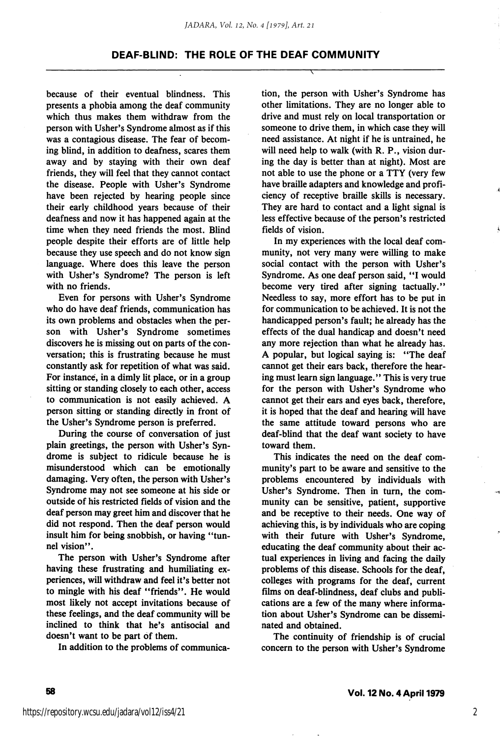because of their eventual blindness. This presents a phobia among the deaf community which thus makes them withdraw from the person with Usher's Syndrome almost as if this was a contagious disease. The fear of becoming blind, in addition to deafness, scares them away and by staying with their own deaf friends, they will feel that they cannot contact the disease. People with Usher's Syndrome have been rejected by hearing people since their early childhood years because of their deafness and now it has happened again at the time when they need friends the most. Blind people despite their efforts are of little help because they use speech and do not know sign language. Where does this leave the person with Usher's Syndrome? The person is left with no friends.

Even for persons with Usher's Syndrome who do have deaf friends, communication has its own problems and obstacles when the person with Usher's Syndrome sometimes discovers he is missing out on parts of the conversation; this is frustrating because he must constantly ask for repetition of what was said. For instance, in a dimly lit place, or in a group sitting or standing closely to each other, access to communication is not easily achieved. A person sitting or standing directly in front of the Usher's Syndrome person is preferred.

During the course of conversation of just plain greetings, the person with Usher's Syndrome is subject to ridicule because he is misunderstood which can be emotionally damaging. Very often, the person with Usher's Syndrome may not see someone at his side or outside of his restricted fields of vision and the deaf person may greet him and discover that he did not respond. Then the deaf person would insult him for being snobbish, or having "tunnel vision".

The person with Usher's Syndrome after having these frustrating and humiliating experiences, will withdraw and feel it's better not to mingle with his deaf "friends". He would most likely not accept invitations because of these feelings, and the deaf community will be inclined to think that he's antisocial and doesn't want to be part of them.

In addition to the problems of communication, the person with Usher's Syndrome has other limitations. They are no longer able to drive and must rely on local transportation or someone to drive them, in which case they will need assistance. At night if he is untrained, he will need help to walk (with R. P., vision during the day is better than at night). Most are not able to use the phone or a TTY (very few have braille adapters and knowledge and proficiency of receptive braille skills is necessary. They are hard to contact and a light signal is less effective because of the person's restricted fields of vision.

In my experiences with the local deaf community, not very many were willing to make social contact with the person with Usher's Syndrome. As one deaf person said, "I would become very tired after signing tactually." Needless to say, more effort has to be put in for communication to be achieved. It is not the handicapped person's fault; he already has the effects of the dual handicap and doesn't need any more rejection than what he already has. A popular, but logical saying is: "The deaf cannot get their ears back, therefore the hearing must learn sign language." This is very true for the person with Usher's Syndrome who cannot get their ears and eyes back, therefore, it is hoped that the deaf and hearing will have the same attitude toward persons who are deaf-blind that the deaf want society to have toward them.

This indicates the need on the deaf community's part to be aware and sensitive to the problems encountered by individuals with Usher's Syndrome. Then in turn, the community can be sensitive, patient, supportive and be receptive to their needs. One way of achieving this, is by individuals who are coping with their future with Usher's Syndrome, educating the deaf community about their actual experiences in living and facing the daily problems of this disease. Schools for the deaf, colleges with programs for the deaf, current films on deaf-blindness, deaf clubs and publications are a few of the many where information about Usher's Syndrome can be disseminated and obtained.

The continuity of friendship is of crucial concern to the person with Usher's Syndrome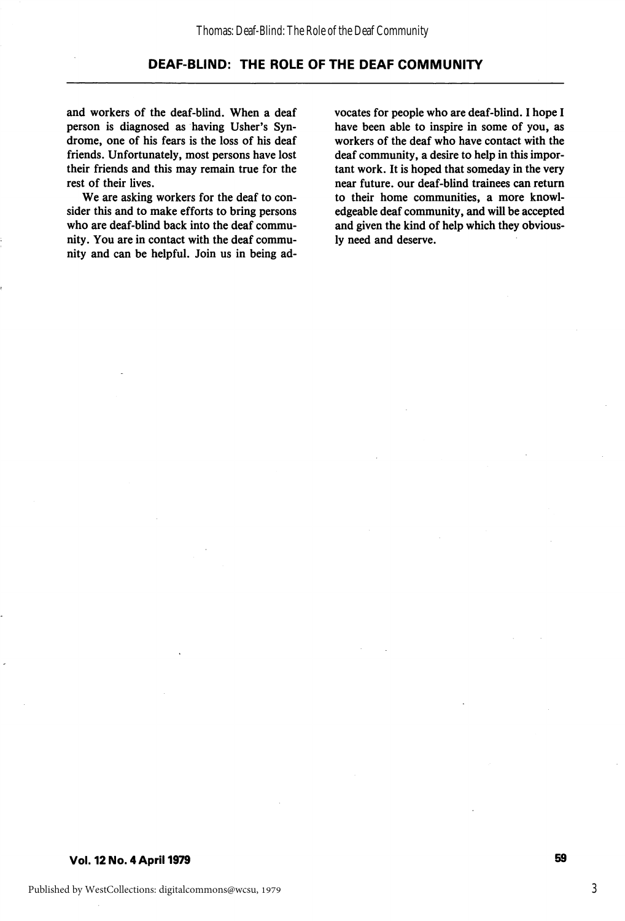and workers of the deaf-blind. When a deaf person is diagnosed as having Usher's Syndrome, one of his fears is the loss of his deaf friends. Unfortunately, most persons have lost their friends and this may remain true for the rest of their lives.

We are asking workers for the deaf to consider this and to make efforts to bring persons who are deaf-blind back into the deaf community. You are in contact with the deaf community and can be helpful. Join us in being advocates for people who are deaf-blind. I hope I have been able to inspire in some of you, as workers of the deaf who have contact with the deaf community, a desire to help in this important work. It is hoped that someday in the very near future. our deaf-blind trainees can return to their home communities, a more knowledgeable deaf community, and will be accepted and given the kind of help which they obviously need and deserve.